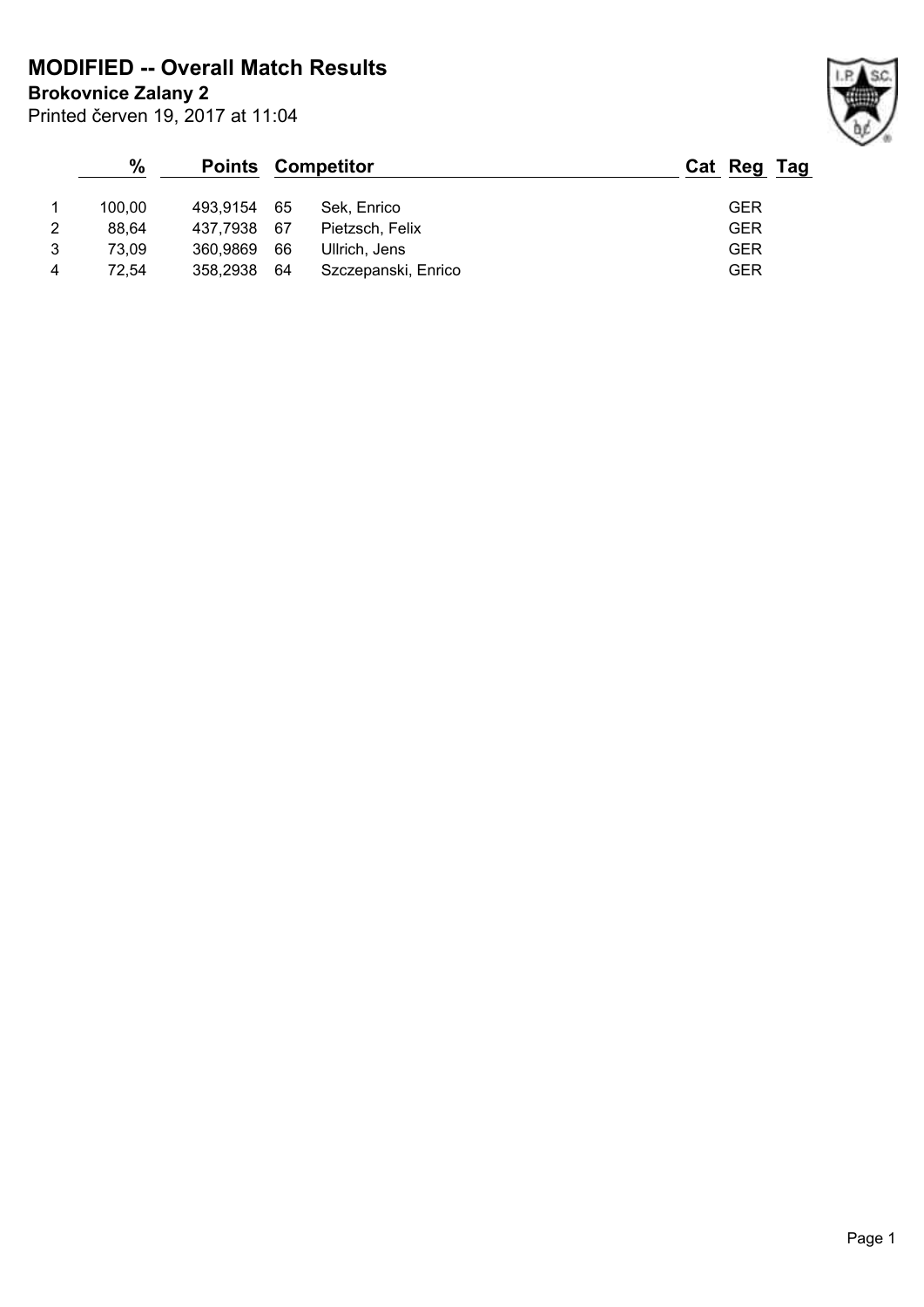# MODIFIED -- Overall Match Results

**Brokovnice Zalany 2**

Printed červen 19, 2017 at 11:04

| | % | Points | | Competitor | Cat | Reg | Tag |
|---|---|---|---|---|---|---|---|
| 1 | 100,00 | 493,9154 | 65 | Sek, Enrico | | GER | |
| 2 | 88,64 | 437,7938 | 67 | Pietzsch, Felix | | GER | |
| 3 | 73,09 | 360,9869 | 66 | Ullrich, Jens | | GER | |
| 4 | 72,54 | 358,2938 | 64 | Szczepanski, Enrico | | GER | |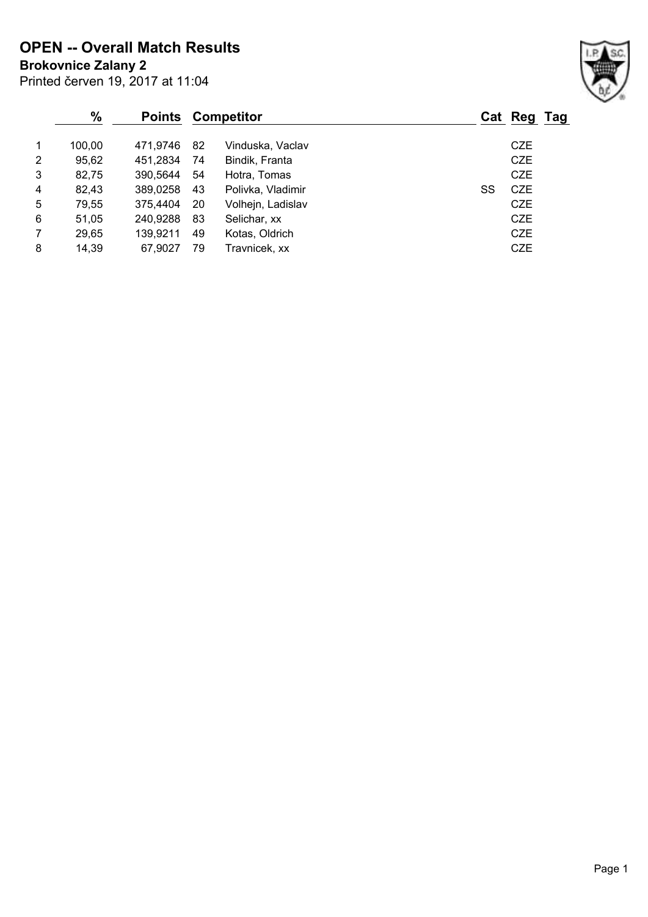# OPEN -- Overall Match Results

**Brokovnice Zalany 2**

Printed červen 19, 2017 at 11:04

| | % | Points | Competitor | | Cat | Reg | Tag |
|---|---|---|---|---|---|---|---|
| 1 | 100,00 | 471,9746 | 82 | Vinduska, Vaclav | | CZE | |
| 2 | 95,62 | 451,2834 | 74 | Bindik, Franta | | CZE | |
| 3 | 82,75 | 390,5644 | 54 | Hotra, Tomas | | CZE | |
| 4 | 82,43 | 389,0258 | 43 | Polivka, Vladimir | SS | CZE | |
| 5 | 79,55 | 375,4404 | 20 | Volhejn, Ladislav | | CZE | |
| 6 | 51,05 | 240,9288 | 83 | Selichar, xx | | CZE | |
| 7 | 29,65 | 139,9211 | 49 | Kotas, Oldrich | | CZE | |
| 8 | 14,39 | 67,9027 | 79 | Travnicek, xx | | CZE | |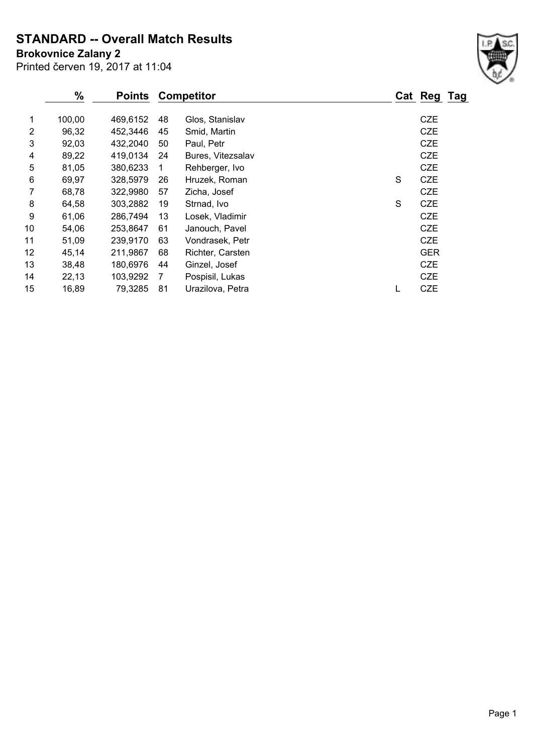# STANDARD -- Overall Match Results

**Brokovnice Zalany 2**

Printed červen 19, 2017 at 11:04

| | % | Points | | Competitor | Cat | Reg | Tag |
|---|---|---|---|---|---|---|---|
| 1 | 100,00 | 469,6152 | 48 | Glos, Stanislav | | CZE | |
| 2 | 96,32 | 452,3446 | 45 | Smid, Martin | | CZE | |
| 3 | 92,03 | 432,2040 | 50 | Paul, Petr | | CZE | |
| 4 | 89,22 | 419,0134 | 24 | Bures, Vitezsalav | | CZE | |
| 5 | 81,05 | 380,6233 | 1 | Rehberger, Ivo | | CZE | |
| 6 | 69,97 | 328,5979 | 26 | Hruzek, Roman | S | CZE | |
| 7 | 68,78 | 322,9980 | 57 | Zicha, Josef | | CZE | |
| 8 | 64,58 | 303,2882 | 19 | Strnad, Ivo | S | CZE | |
| 9 | 61,06 | 286,7494 | 13 | Losek, Vladimir | | CZE | |
| 10 | 54,06 | 253,8647 | 61 | Janouch, Pavel | | CZE | |
| 11 | 51,09 | 239,9170 | 63 | Vondrasek, Petr | | CZE | |
| 12 | 45,14 | 211,9867 | 68 | Richter, Carsten | | GER | |
| 13 | 38,48 | 180,6976 | 44 | Ginzel, Josef | | CZE | |
| 14 | 22,13 | 103,9292 | 7 | Pospisil, Lukas | | CZE | |
| 15 | 16,89 | 79,3285 | 81 | Urazilova, Petra | L | CZE | |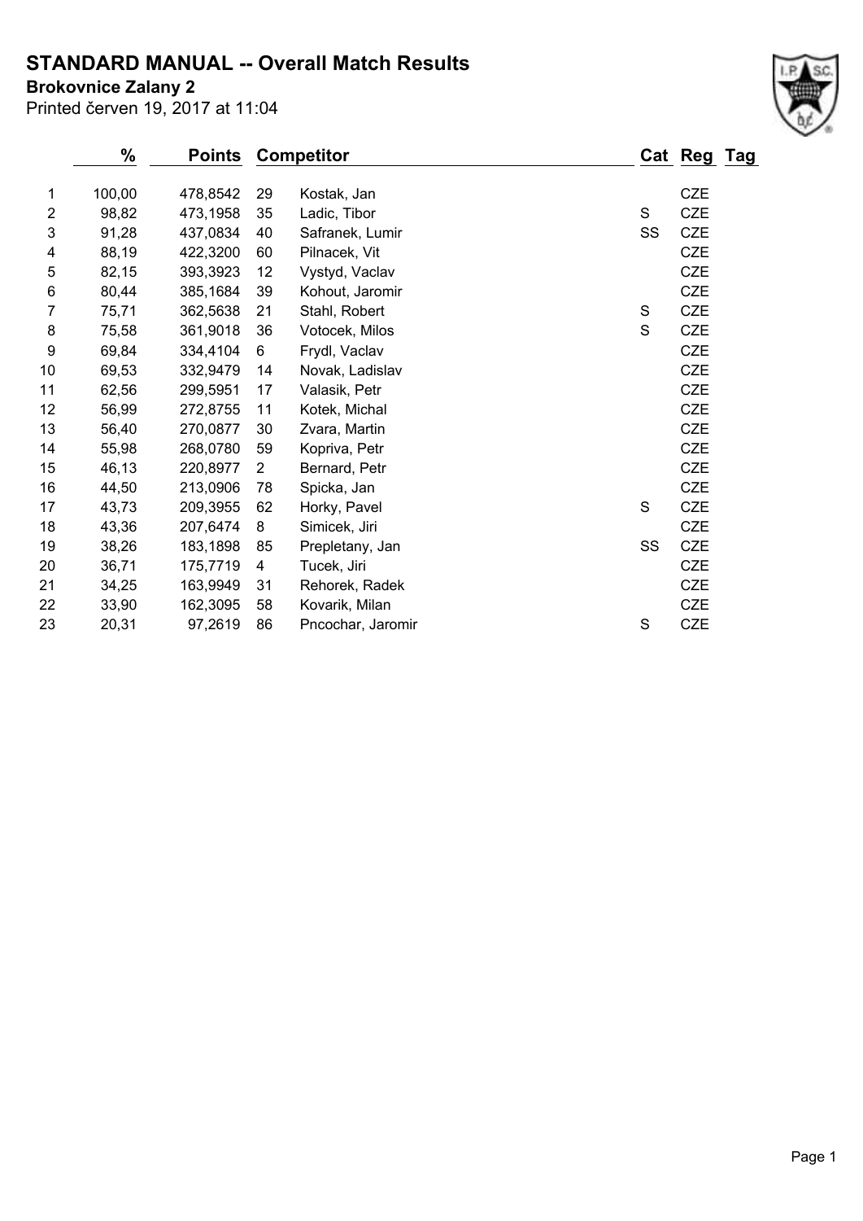# STANDARD MANUAL -- Overall Match Results

**Brokovnice Zalany 2**

Printed červen 19, 2017 at 11:04

| | % | Points | Competitor | | Cat | Reg | Tag |
|---|---|---|---|---|---|---|---|
| 1 | 100,00 | 478,8542 | 29 | Kostak, Jan | | CZE | |
| 2 | 98,82 | 473,1958 | 35 | Ladic, Tibor | S | CZE | |
| 3 | 91,28 | 437,0834 | 40 | Safranek, Lumir | SS | CZE | |
| 4 | 88,19 | 422,3200 | 60 | Pilnacek, Vit | | CZE | |
| 5 | 82,15 | 393,3923 | 12 | Vystyd, Vaclav | | CZE | |
| 6 | 80,44 | 385,1684 | 39 | Kohout, Jaromir | | CZE | |
| 7 | 75,71 | 362,5638 | 21 | Stahl, Robert | S | CZE | |
| 8 | 75,58 | 361,9018 | 36 | Votocek, Milos | S | CZE | |
| 9 | 69,84 | 334,4104 | 6 | Frydl, Vaclav | | CZE | |
| 10 | 69,53 | 332,9479 | 14 | Novak, Ladislav | | CZE | |
| 11 | 62,56 | 299,5951 | 17 | Valasik, Petr | | CZE | |
| 12 | 56,99 | 272,8755 | 11 | Kotek, Michal | | CZE | |
| 13 | 56,40 | 270,0877 | 30 | Zvara, Martin | | CZE | |
| 14 | 55,98 | 268,0780 | 59 | Kopriva, Petr | | CZE | |
| 15 | 46,13 | 220,8977 | 2 | Bernard, Petr | | CZE | |
| 16 | 44,50 | 213,0906 | 78 | Spicka, Jan | | CZE | |
| 17 | 43,73 | 209,3955 | 62 | Horky, Pavel | S | CZE | |
| 18 | 43,36 | 207,6474 | 8 | Simicek, Jiri | | CZE | |
| 19 | 38,26 | 183,1898 | 85 | Prepletany, Jan | SS | CZE | |
| 20 | 36,71 | 175,7719 | 4 | Tucek, Jiri | | CZE | |
| 21 | 34,25 | 163,9949 | 31 | Rehorek, Radek | | CZE | |
| 22 | 33,90 | 162,3095 | 58 | Kovarik, Milan | | CZE | |
| 23 | 20,31 | 97,2619 | 86 | Pncochar, Jaromir | S | CZE | |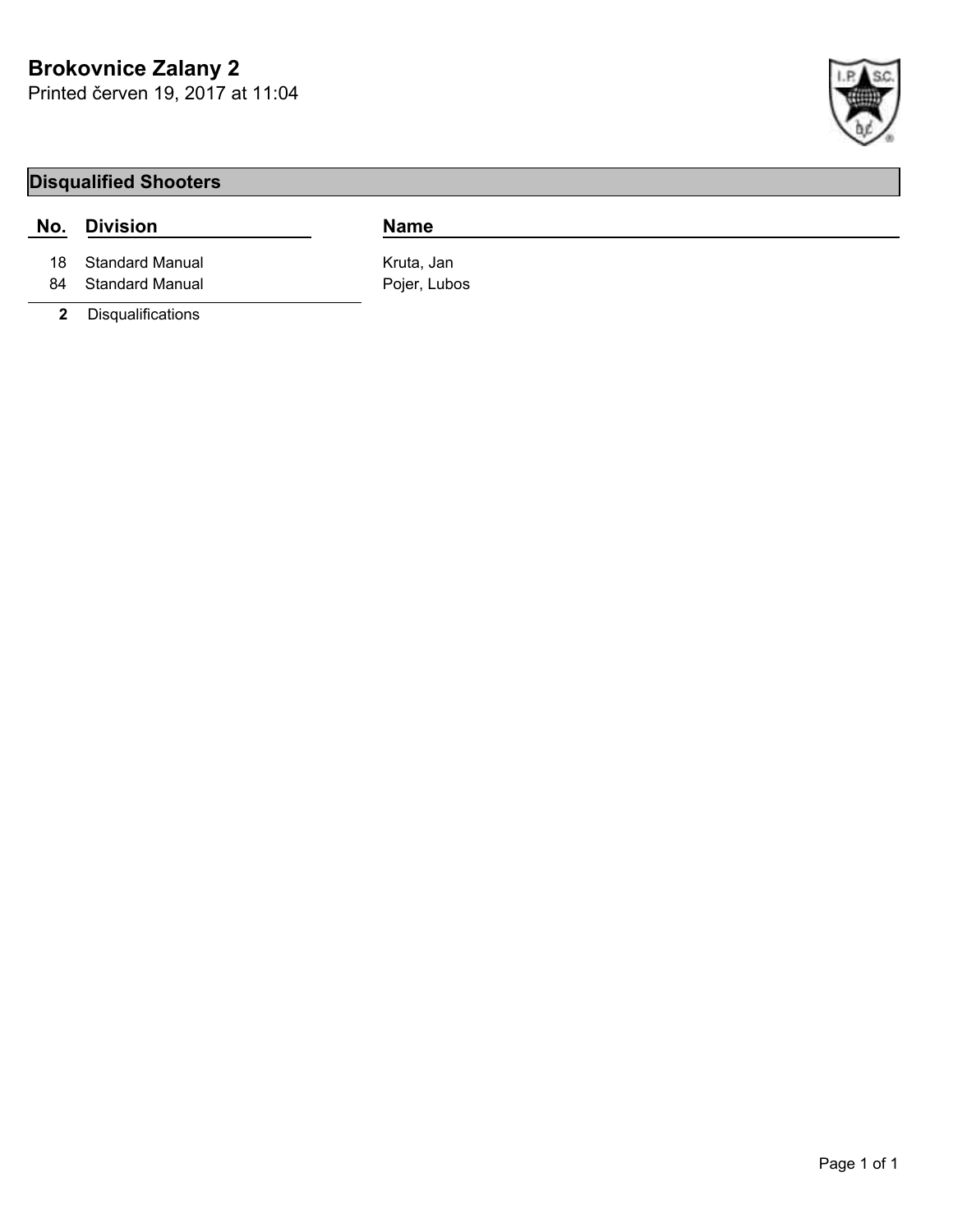# Brokovnice Zalany 2

Printed červen 19, 2017 at 11:04

## Disqualified Shooters

| No. | Division | Name |
| --- | --- | --- |
| 18 | Standard Manual | Kruta, Jan |
| 84 | Standard Manual | Pojer, Lubos |

**2** Disqualifications